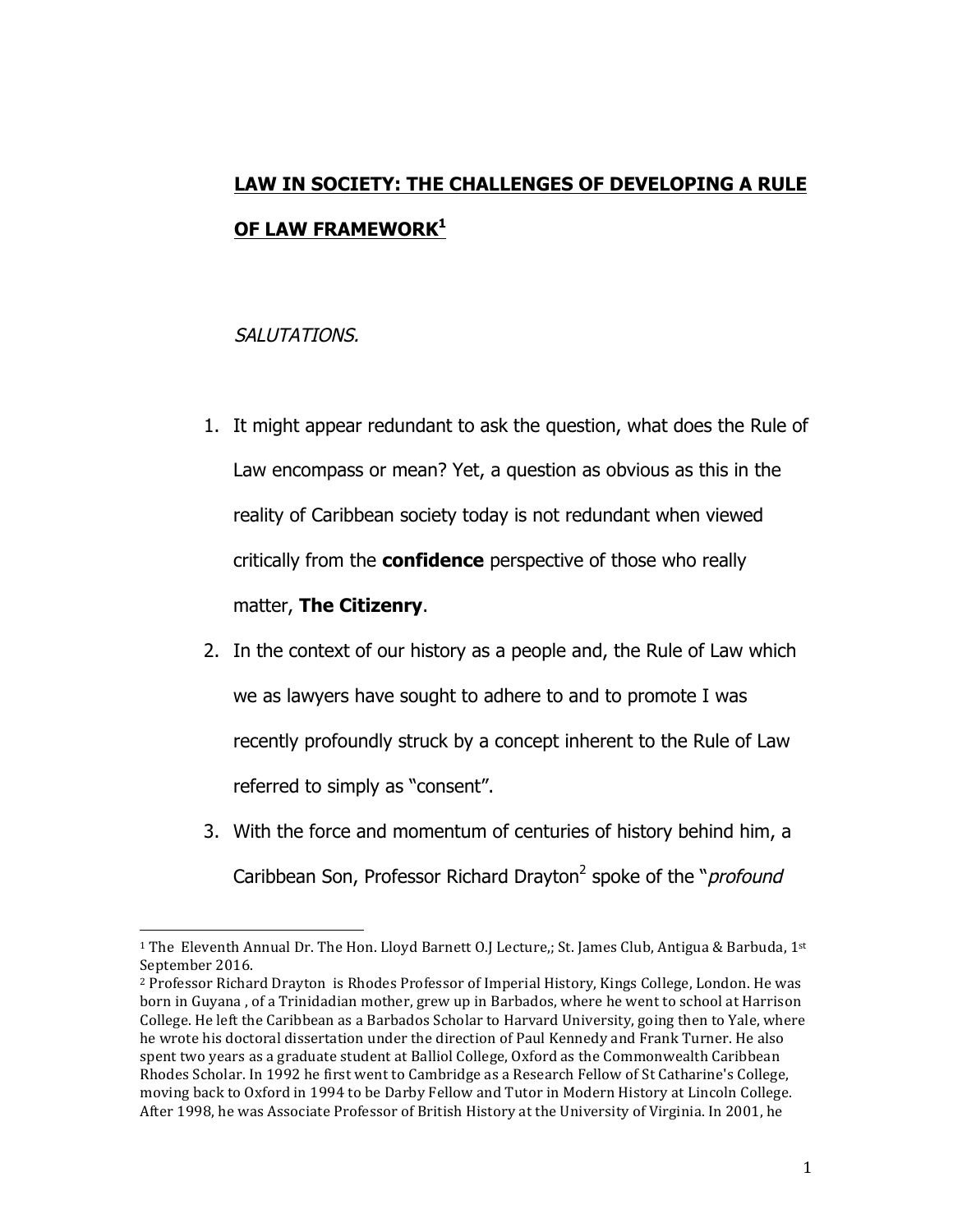# **LAW IN SOCIETY: THE CHALLENGES OF DEVELOPING A RULE OF LAW FRAMEWORK**[1]

*SALUTATIONS.*

1. It might appear redundant to ask the question, what does the Rule of Law encompass or mean? Yet, a question as obvious as this in the reality of Caribbean society today is not redundant when viewed critically from the **confidence** perspective of those who really matter, **The Citizenry**.
2. In the context of our history as a people and, the Rule of Law which we as lawyers have sought to adhere to and to promote I was recently profoundly struck by a concept inherent to the Rule of Law referred to simply as "consent".
3. With the force and momentum of centuries of history behind him, a Caribbean Son, Professor Richard Drayton[2] spoke of the "*profound*

---

[1] The Eleventh Annual Dr. The Hon. Lloyd Barnett O.J Lecture,; St. James Club, Antigua & Barbuda, 1st September 2016.

[2] Professor Richard Drayton is Rhodes Professor of Imperial History, Kings College, London. He was born in Guyana , of a Trinidadian mother, grew up in Barbados, where he went to school at Harrison College. He left the Caribbean as a Barbados Scholar to Harvard University, going then to Yale, where he wrote his doctoral dissertation under the direction of Paul Kennedy and Frank Turner. He also spent two years as a graduate student at Balliol College, Oxford as the Commonwealth Caribbean Rhodes Scholar. In 1992 he first went to Cambridge as a Research Fellow of St Catharine's College, moving back to Oxford in 1994 to be Darby Fellow and Tutor in Modern History at Lincoln College. After 1998, he was Associate Professor of British History at the University of Virginia. In 2001, he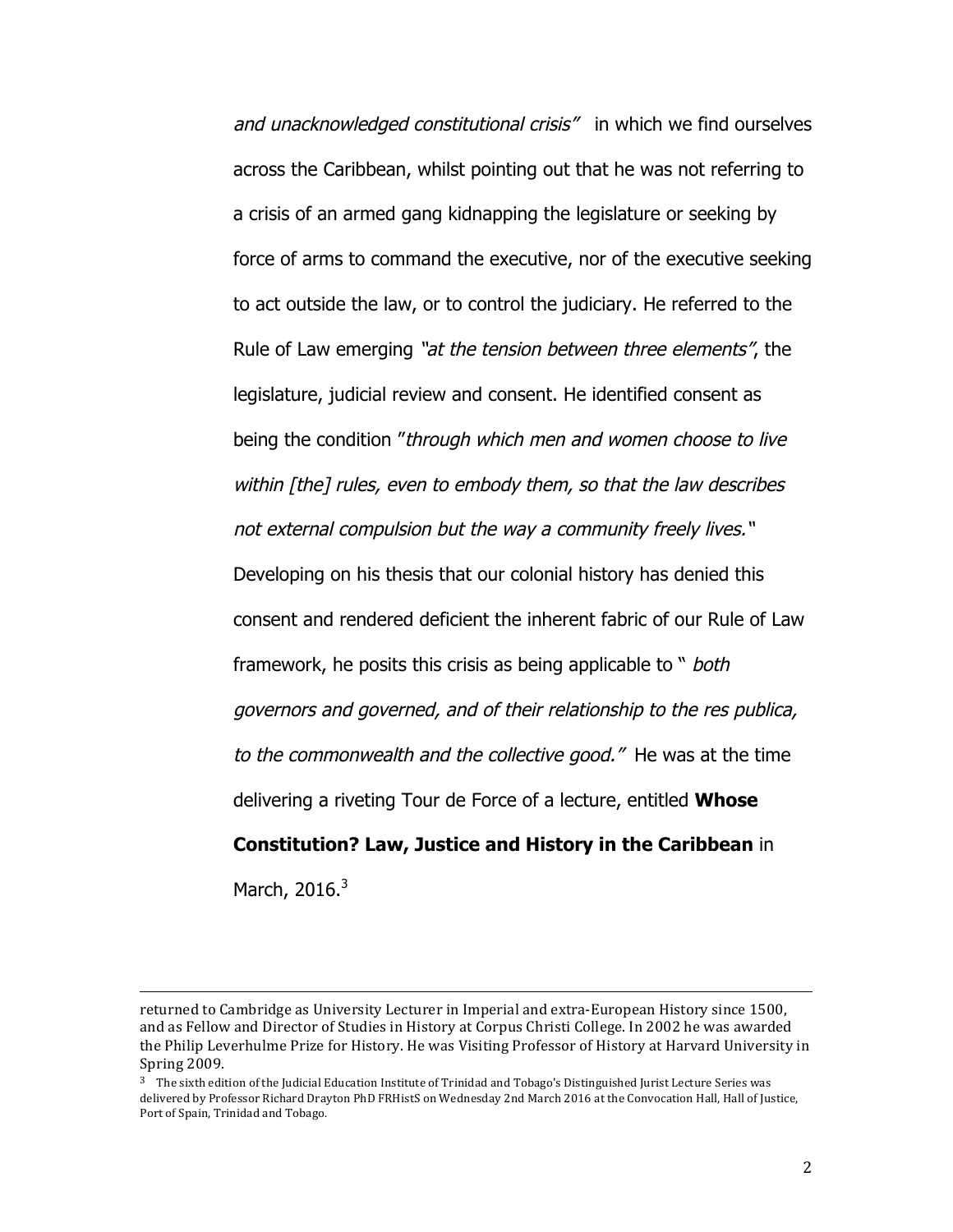*and unacknowledged constitutional crisis"* in which we find ourselves across the Caribbean, whilst pointing out that he was not referring to a crisis of an armed gang kidnapping the legislature or seeking by force of arms to command the executive, nor of the executive seeking to act outside the law, or to control the judiciary. He referred to the Rule of Law emerging *"at the tension between three elements"*, the legislature, judicial review and consent. He identified consent as being the condition "*through which men and women choose to live within [the] rules, even to embody them, so that the law describes not external compulsion but the way a community freely lives.*" Developing on his thesis that our colonial history has denied this consent and rendered deficient the inherent fabric of our Rule of Law framework, he posits this crisis as being applicable to " *both governors and governed, and of their relationship to the res publica, to the commonwealth and the collective good."* He was at the time delivering a riveting Tour de Force of a lecture, entitled **Whose Constitution? Law, Justice and History in the Caribbean** in March, 2016.[3]

---

returned to Cambridge as University Lecturer in Imperial and extra-European History since 1500, and as Fellow and Director of Studies in History at Corpus Christi College. In 2002 he was awarded the Philip Leverhulme Prize for History. He was Visiting Professor of History at Harvard University in Spring 2009.

[3] The sixth edition of the Judicial Education Institute of Trinidad and Tobago's Distinguished Jurist Lecture Series was delivered by Professor Richard Drayton PhD FRHistS on Wednesday 2nd March 2016 at the Convocation Hall, Hall of Justice, Port of Spain, Trinidad and Tobago.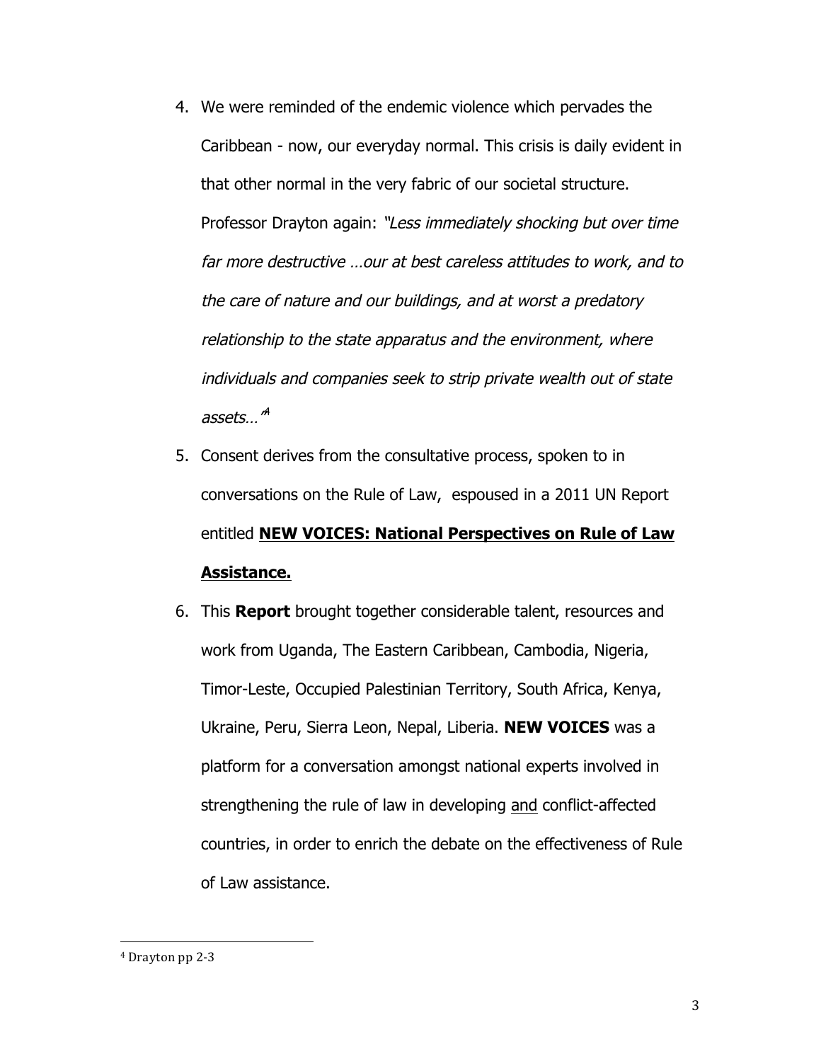4. We were reminded of the endemic violence which pervades the Caribbean - now, our everyday normal. This crisis is daily evident in that other normal in the very fabric of our societal structure. Professor Drayton again: *"Less immediately shocking but over time far more destructive …our at best careless attitudes to work, and to the care of nature and our buildings, and at worst a predatory relationship to the state apparatus and the environment, where individuals and companies seek to strip private wealth out of state assets…"*[4]

5. Consent derives from the consultative process, spoken to in conversations on the Rule of Law, espoused in a 2011 UN Report entitled <u>**NEW VOICES: National Perspectives on Rule of Law Assistance.**</u>

6. This **Report** brought together considerable talent, resources and work from Uganda, The Eastern Caribbean, Cambodia, Nigeria, Timor-Leste, Occupied Palestinian Territory, South Africa, Kenya, Ukraine, Peru, Sierra Leon, Nepal, Liberia. **NEW VOICES** was a platform for a conversation amongst national experts involved in strengthening the rule of law in developing <u>and</u> conflict-affected countries, in order to enrich the debate on the effectiveness of Rule of Law assistance.

---

[4] Drayton pp 2-3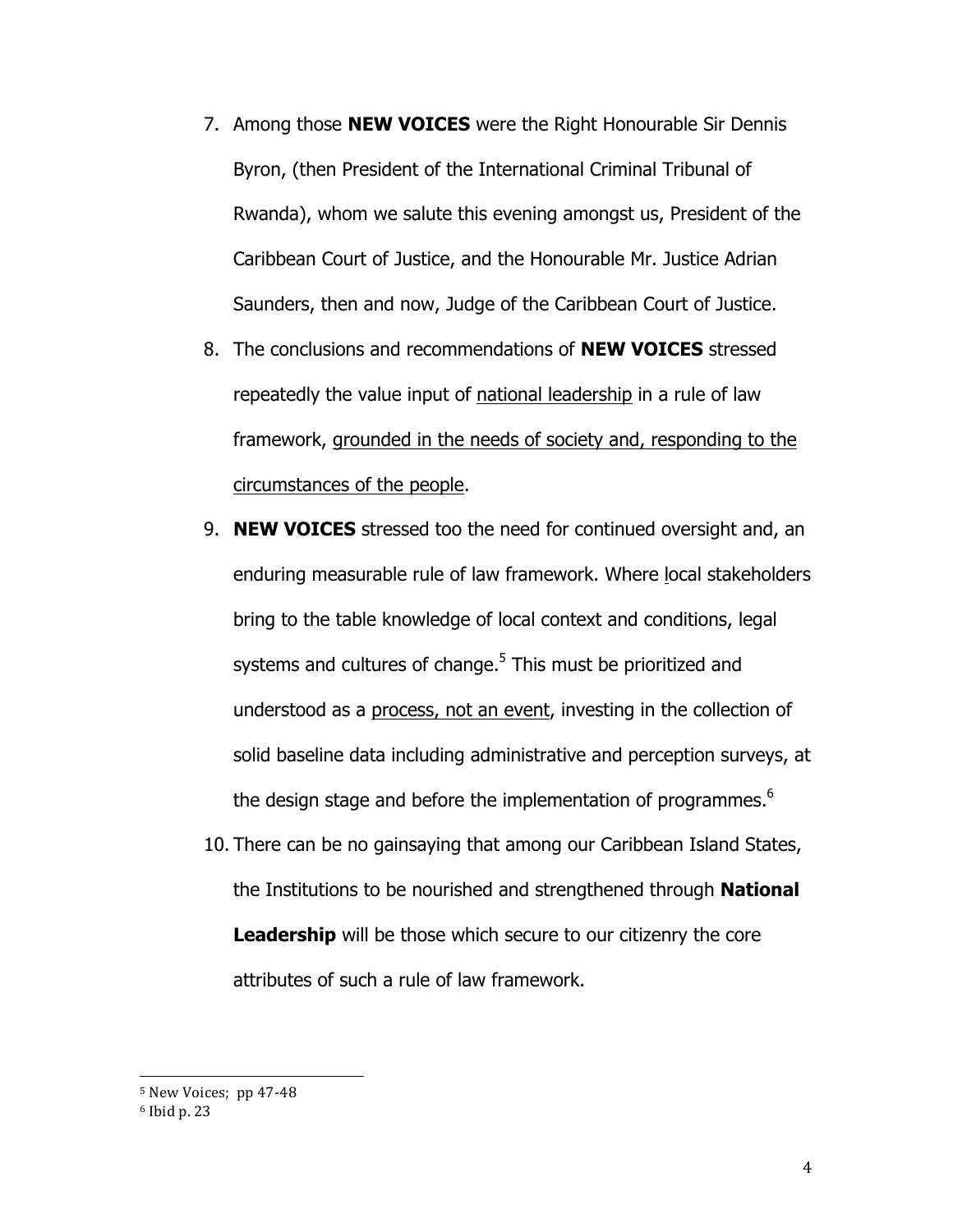7. Among those **NEW VOICES** were the Right Honourable Sir Dennis Byron, (then President of the International Criminal Tribunal of Rwanda), whom we salute this evening amongst us, President of the Caribbean Court of Justice, and the Honourable Mr. Justice Adrian Saunders, then and now, Judge of the Caribbean Court of Justice.
8. The conclusions and recommendations of **NEW VOICES** stressed repeatedly the value input of <u>national leadership</u> in a rule of law framework, <u>grounded in the needs of society and, responding to the circumstances of the people</u>.
9. **NEW VOICES** stressed too the need for continued oversight and, an enduring measurable rule of law framework. Where local stakeholders bring to the table knowledge of local context and conditions, legal systems and cultures of change.[5] This must be prioritized and understood as a <u>process, not an event</u>, investing in the collection of solid baseline data including administrative and perception surveys, at the design stage and before the implementation of programmes.[6]
10. There can be no gainsaying that among our Caribbean Island States, the Institutions to be nourished and strengthened through **National Leadership** will be those which secure to our citizenry the core attributes of such a rule of law framework.

---

[5] New Voices; pp 47-48

[6] Ibid p. 23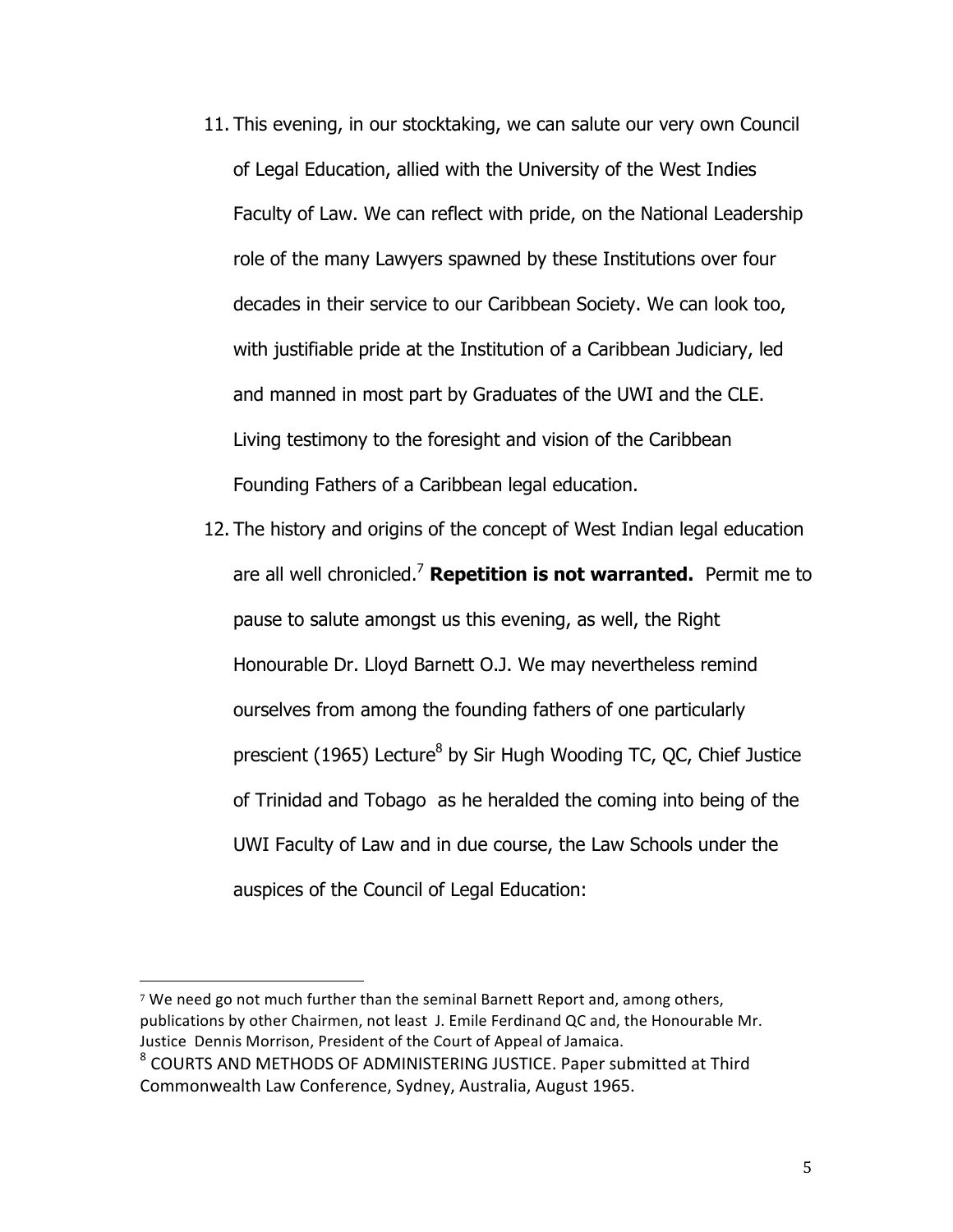11. This evening, in our stocktaking, we can salute our very own Council of Legal Education, allied with the University of the West Indies Faculty of Law. We can reflect with pride, on the National Leadership role of the many Lawyers spawned by these Institutions over four decades in their service to our Caribbean Society. We can look too, with justifiable pride at the Institution of a Caribbean Judiciary, led and manned in most part by Graduates of the UWI and the CLE. Living testimony to the foresight and vision of the Caribbean Founding Fathers of a Caribbean legal education.

12. The history and origins of the concept of West Indian legal education are all well chronicled.[7] **Repetition is not warranted.** Permit me to pause to salute amongst us this evening, as well, the Right Honourable Dr. Lloyd Barnett O.J. We may nevertheless remind ourselves from among the founding fathers of one particularly prescient (1965) Lecture[8] by Sir Hugh Wooding TC, QC, Chief Justice of Trinidad and Tobago as he heralded the coming into being of the UWI Faculty of Law and in due course, the Law Schools under the auspices of the Council of Legal Education:

---

[7] We need go not much further than the seminal Barnett Report and, among others, publications by other Chairmen, not least J. Emile Ferdinand QC and, the Honourable Mr. Justice Dennis Morrison, President of the Court of Appeal of Jamaica.

[8] COURTS AND METHODS OF ADMINISTERING JUSTICE. Paper submitted at Third Commonwealth Law Conference, Sydney, Australia, August 1965.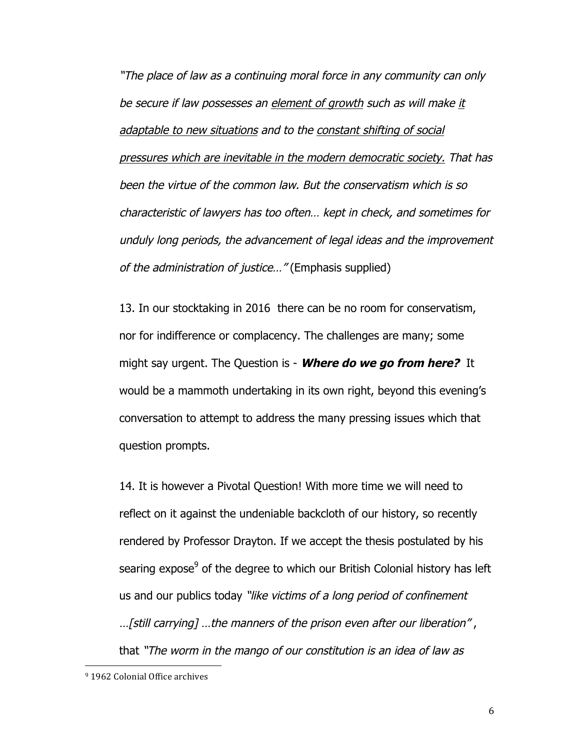*"The place of law as a continuing moral force in any community can only be secure if law possesses an <u>element of growth</u> such as will make <u>it adaptable to new situations</u> and to the <u>constant shifting of social pressures which are inevitable in the modern democratic society.</u> That has been the virtue of the common law. But the conservatism which is so characteristic of lawyers has too often… kept in check, and sometimes for unduly long periods, the advancement of legal ideas and the improvement of the administration of justice…"* (Emphasis supplied)

13. In our stocktaking in 2016 there can be no room for conservatism, nor for indifference or complacency. The challenges are many; some might say urgent. The Question is - ***Where do we go from here?*** It would be a mammoth undertaking in its own right, beyond this evening's conversation to attempt to address the many pressing issues which that question prompts.

14. It is however a Pivotal Question! With more time we will need to reflect on it against the undeniable backcloth of our history, so recently rendered by Professor Drayton. If we accept the thesis postulated by his searing expose[9] of the degree to which our British Colonial history has left us and our publics today *"like victims of a long period of confinement …[still carrying] …the manners of the prison even after our liberation"*, that *"The worm in the mango of our constitution is an idea of law as*

[9] 1962 Colonial Office archives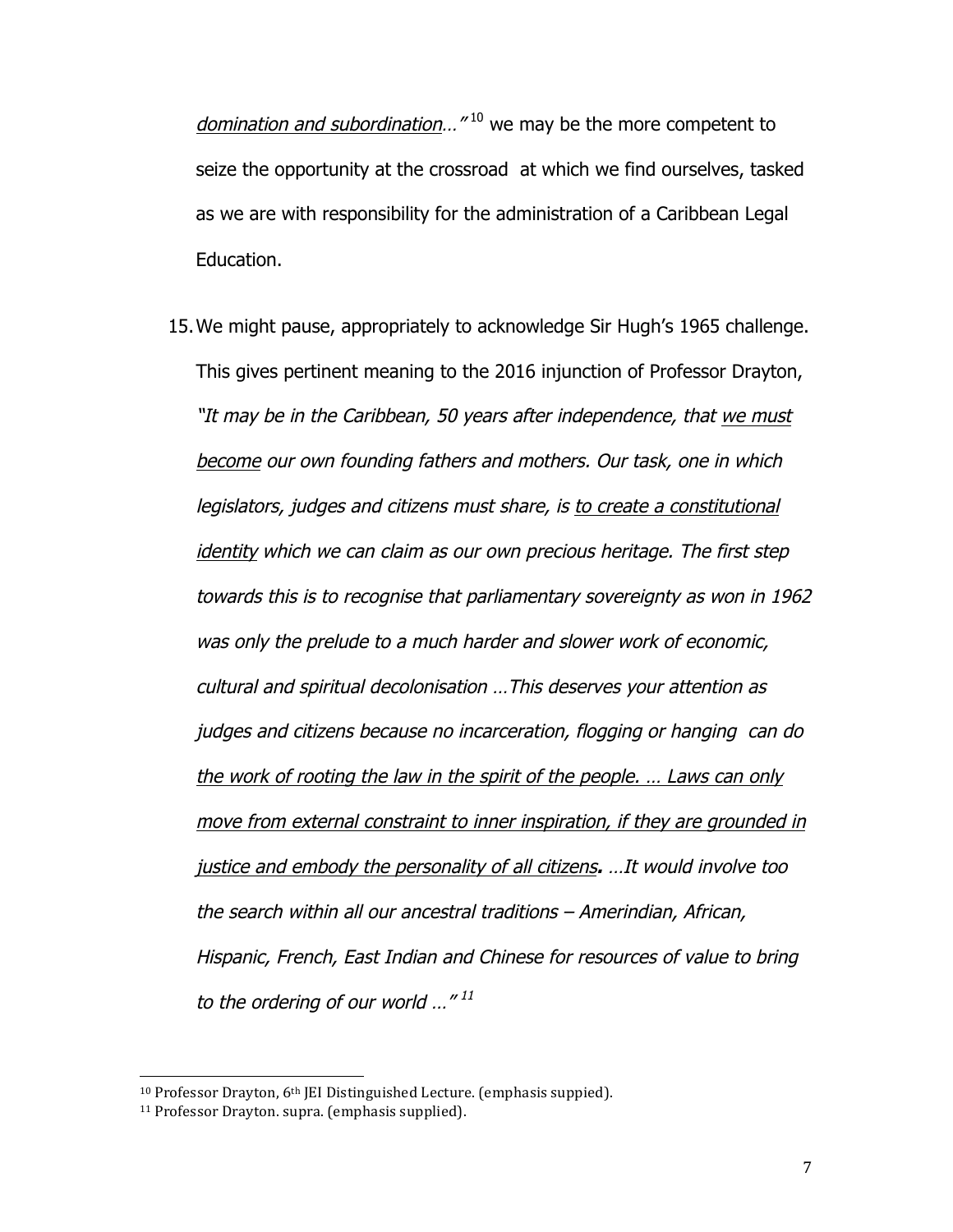*domination and subordination…"*[10] we may be the more competent to seize the opportunity at the crossroad at which we find ourselves, tasked as we are with responsibility for the administration of a Caribbean Legal Education.

15. We might pause, appropriately to acknowledge Sir Hugh's 1965 challenge. This gives pertinent meaning to the 2016 injunction of Professor Drayton, *"It may be in the Caribbean, 50 years after independence, that we must become our own founding fathers and mothers. Our task, one in which legislators, judges and citizens must share, is to create a constitutional identity which we can claim as our own precious heritage. The first step towards this is to recognise that parliamentary sovereignty as won in 1962 was only the prelude to a much harder and slower work of economic, cultural and spiritual decolonisation …This deserves your attention as judges and citizens because no incarceration, flogging or hanging can do the work of rooting the law in the spirit of the people. … Laws can only move from external constraint to inner inspiration, if they are grounded in justice and embody the personality of all citizens**.** …It would involve too the search within all our ancestral traditions – Amerindian, African, Hispanic, French, East Indian and Chinese for resources of value to bring to the ordering of our world …"*[11]

---

[10] Professor Drayton, 6th JEI Distinguished Lecture. (emphasis suppied).

[11] Professor Drayton. supra. (emphasis supplied).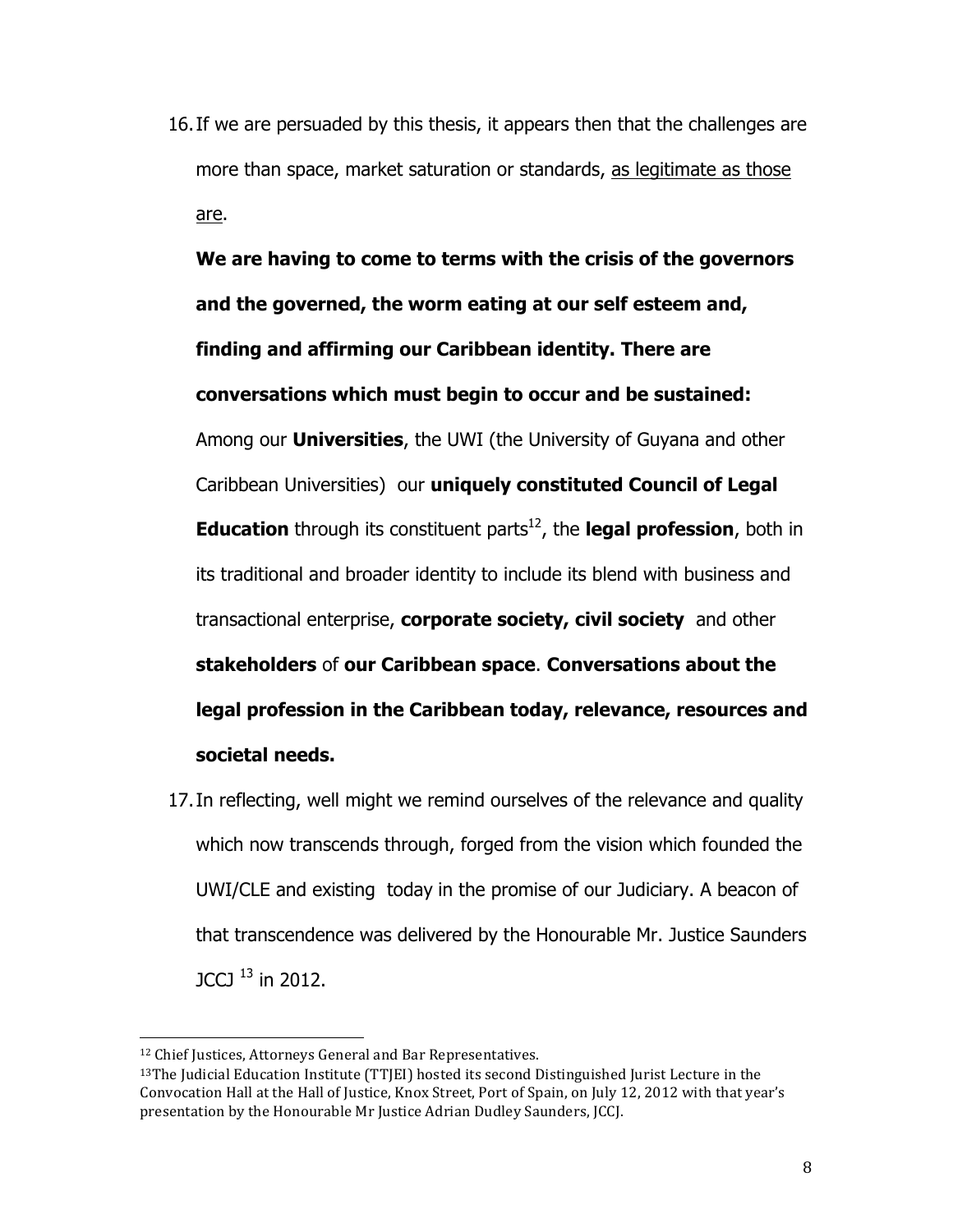16. If we are persuaded by this thesis, it appears then that the challenges are more than space, market saturation or standards, <u>as legitimate as those are</u>.

    **We are having to come to terms with the crisis of the governors and the governed, the worm eating at our self esteem and, finding and affirming our Caribbean identity. There are conversations which must begin to occur and be sustained:** Among our **Universities**, the UWI (the University of Guyana and other Caribbean Universities) our **uniquely constituted Council of Legal Education** through its constituent parts[12], the **legal profession**, both in its traditional and broader identity to include its blend with business and transactional enterprise, **corporate society, civil society** and other **stakeholders** of **our Caribbean space**. **Conversations about the legal profession in the Caribbean today, relevance, resources and societal needs.**

17. In reflecting, well might we remind ourselves of the relevance and quality which now transcends through, forged from the vision which founded the UWI/CLE and existing today in the promise of our Judiciary. A beacon of that transcendence was delivered by the Honourable Mr. Justice Saunders JCCJ [13] in 2012.

---

[12] Chief Justices, Attorneys General and Bar Representatives.

[13] The Judicial Education Institute (TTJEI) hosted its second Distinguished Jurist Lecture in the Convocation Hall at the Hall of Justice, Knox Street, Port of Spain, on July 12, 2012 with that year's presentation by the Honourable Mr Justice Adrian Dudley Saunders, JCCJ.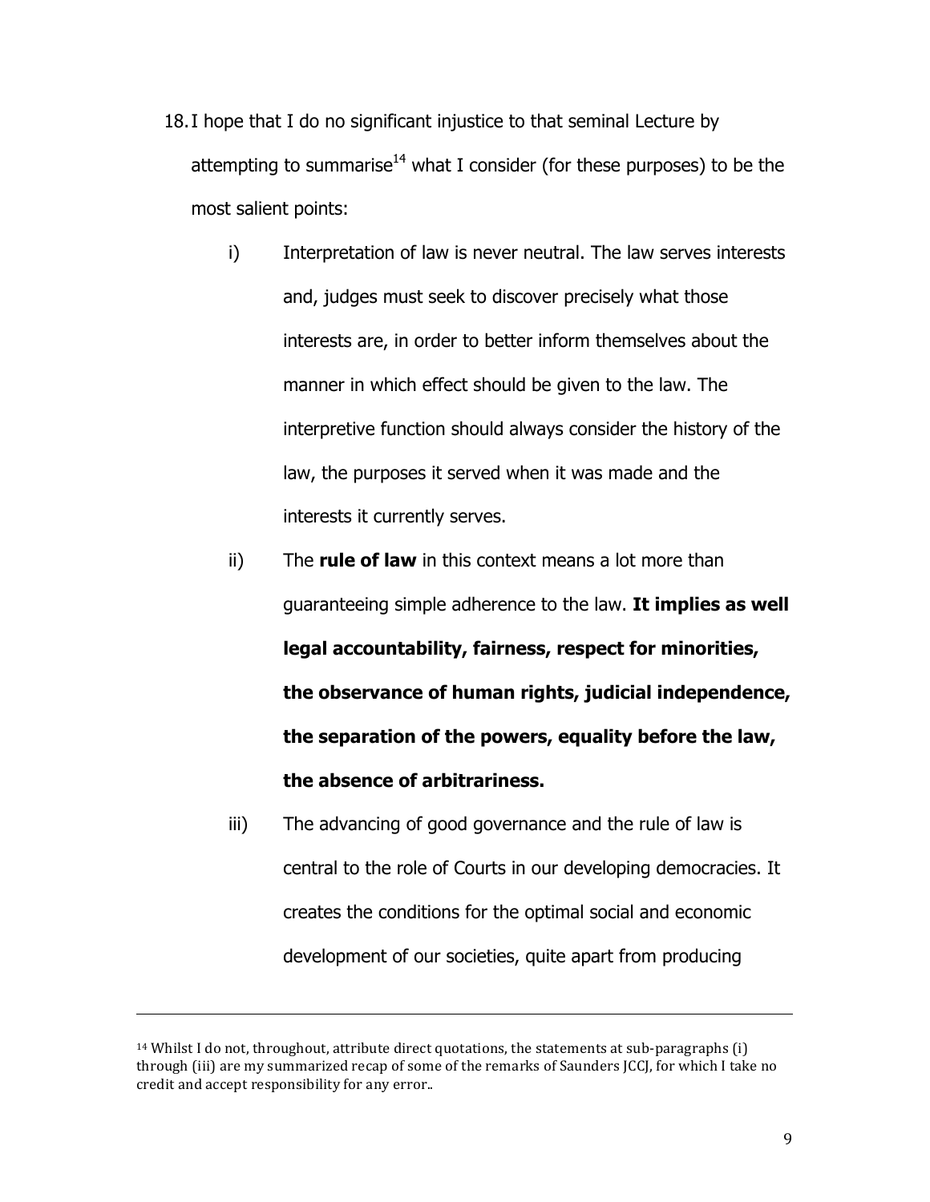18. I hope that I do no significant injustice to that seminal Lecture by attempting to summarise[14] what I consider (for these purposes) to be the most salient points:

    i) Interpretation of law is never neutral. The law serves interests and, judges must seek to discover precisely what those interests are, in order to better inform themselves about the manner in which effect should be given to the law. The interpretive function should always consider the history of the law, the purposes it served when it was made and the interests it currently serves.

    ii) The **rule of law** in this context means a lot more than guaranteeing simple adherence to the law. **It implies as well legal accountability, fairness, respect for minorities, the observance of human rights, judicial independence, the separation of the powers, equality before the law, the absence of arbitrariness.**

    iii) The advancing of good governance and the rule of law is central to the role of Courts in our developing democracies. It creates the conditions for the optimal social and economic development of our societies, quite apart from producing

---

[14] Whilst I do not, throughout, attribute direct quotations, the statements at sub-paragraphs (i) through (iii) are my summarized recap of some of the remarks of Saunders JCCJ, for which I take no credit and accept responsibility for any error..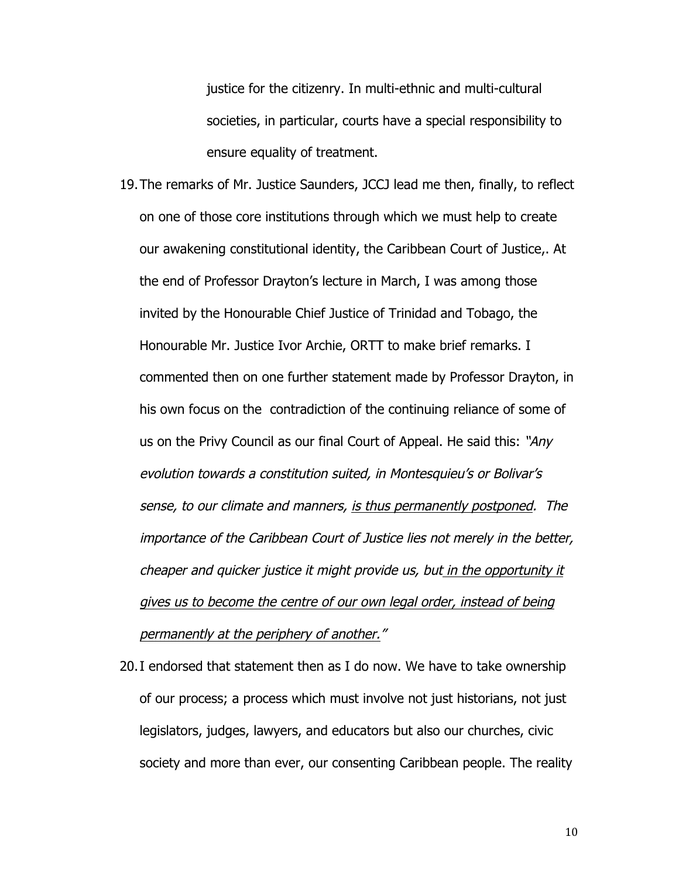justice for the citizenry. In multi-ethnic and multi-cultural societies, in particular, courts have a special responsibility to ensure equality of treatment.

19. The remarks of Mr. Justice Saunders, JCCJ lead me then, finally, to reflect on one of those core institutions through which we must help to create our awakening constitutional identity, the Caribbean Court of Justice,. At the end of Professor Drayton's lecture in March, I was among those invited by the Honourable Chief Justice of Trinidad and Tobago, the Honourable Mr. Justice Ivor Archie, ORTT to make brief remarks. I commented then on one further statement made by Professor Drayton, in his own focus on the contradiction of the continuing reliance of some of us on the Privy Council as our final Court of Appeal. He said this: *"Any evolution towards a constitution suited, in Montesquieu's or Bolivar's sense, to our climate and manners, <u>is thus permanently postponed</u>. The importance of the Caribbean Court of Justice lies not merely in the better, cheaper and quicker justice it might provide us, but <u>in the opportunity it gives us to become the centre of our own legal order, instead of being permanently at the periphery of another.</u>"*

20. I endorsed that statement then as I do now. We have to take ownership of our process; a process which must involve not just historians, not just legislators, judges, lawyers, and educators but also our churches, civic society and more than ever, our consenting Caribbean people. The reality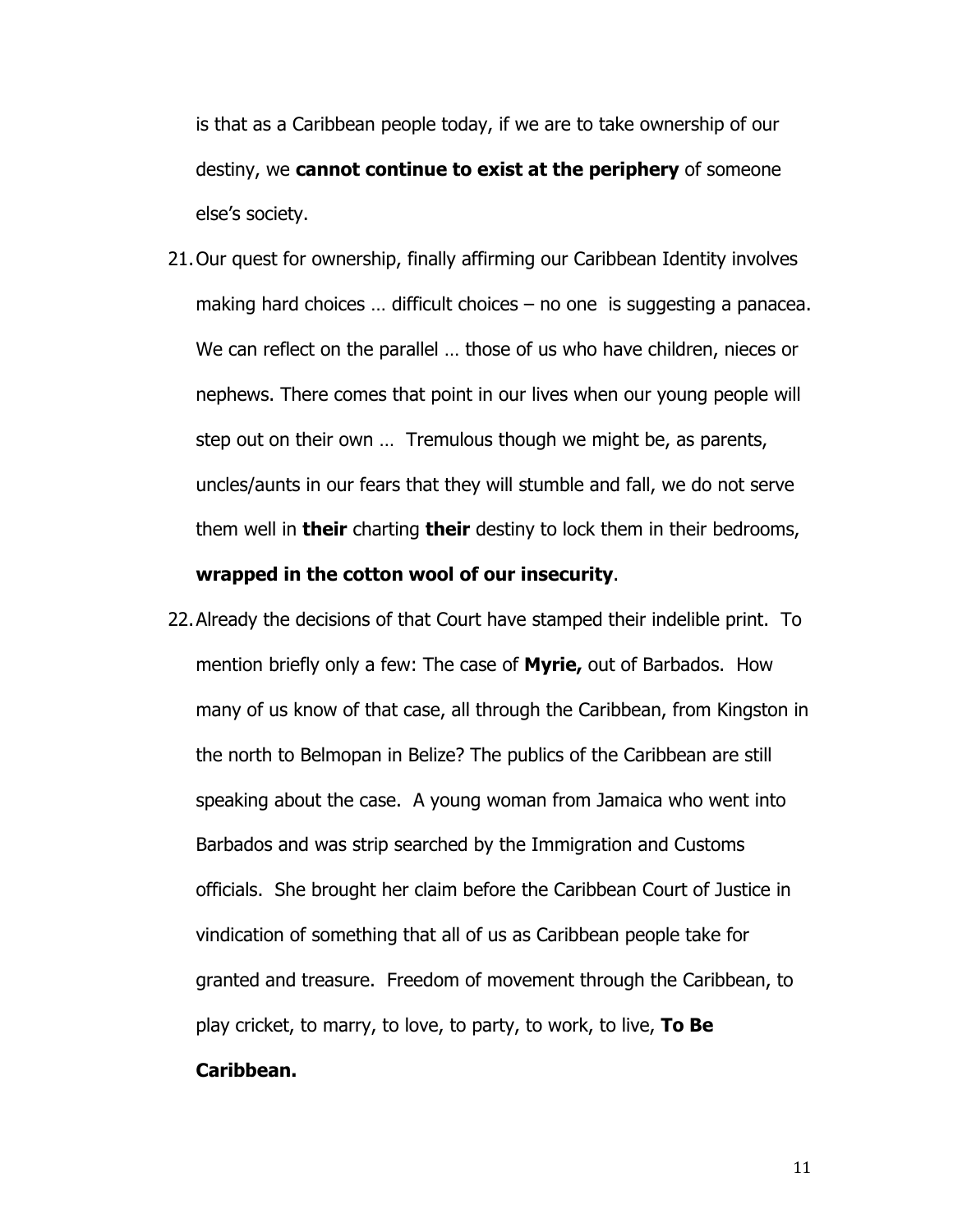is that as a Caribbean people today, if we are to take ownership of our destiny, we **cannot continue to exist at the periphery** of someone else's society.

21. Our quest for ownership, finally affirming our Caribbean Identity involves making hard choices … difficult choices – no one is suggesting a panacea. We can reflect on the parallel … those of us who have children, nieces or nephews. There comes that point in our lives when our young people will step out on their own … Tremulous though we might be, as parents, uncles/aunts in our fears that they will stumble and fall, we do not serve them well in **their** charting **their** destiny to lock them in their bedrooms, **wrapped in the cotton wool of our insecurity**.

22. Already the decisions of that Court have stamped their indelible print. To mention briefly only a few: The case of **Myrie,** out of Barbados. How many of us know of that case, all through the Caribbean, from Kingston in the north to Belmopan in Belize? The publics of the Caribbean are still speaking about the case. A young woman from Jamaica who went into Barbados and was strip searched by the Immigration and Customs officials. She brought her claim before the Caribbean Court of Justice in vindication of something that all of us as Caribbean people take for granted and treasure. Freedom of movement through the Caribbean, to play cricket, to marry, to love, to party, to work, to live, **To Be Caribbean.**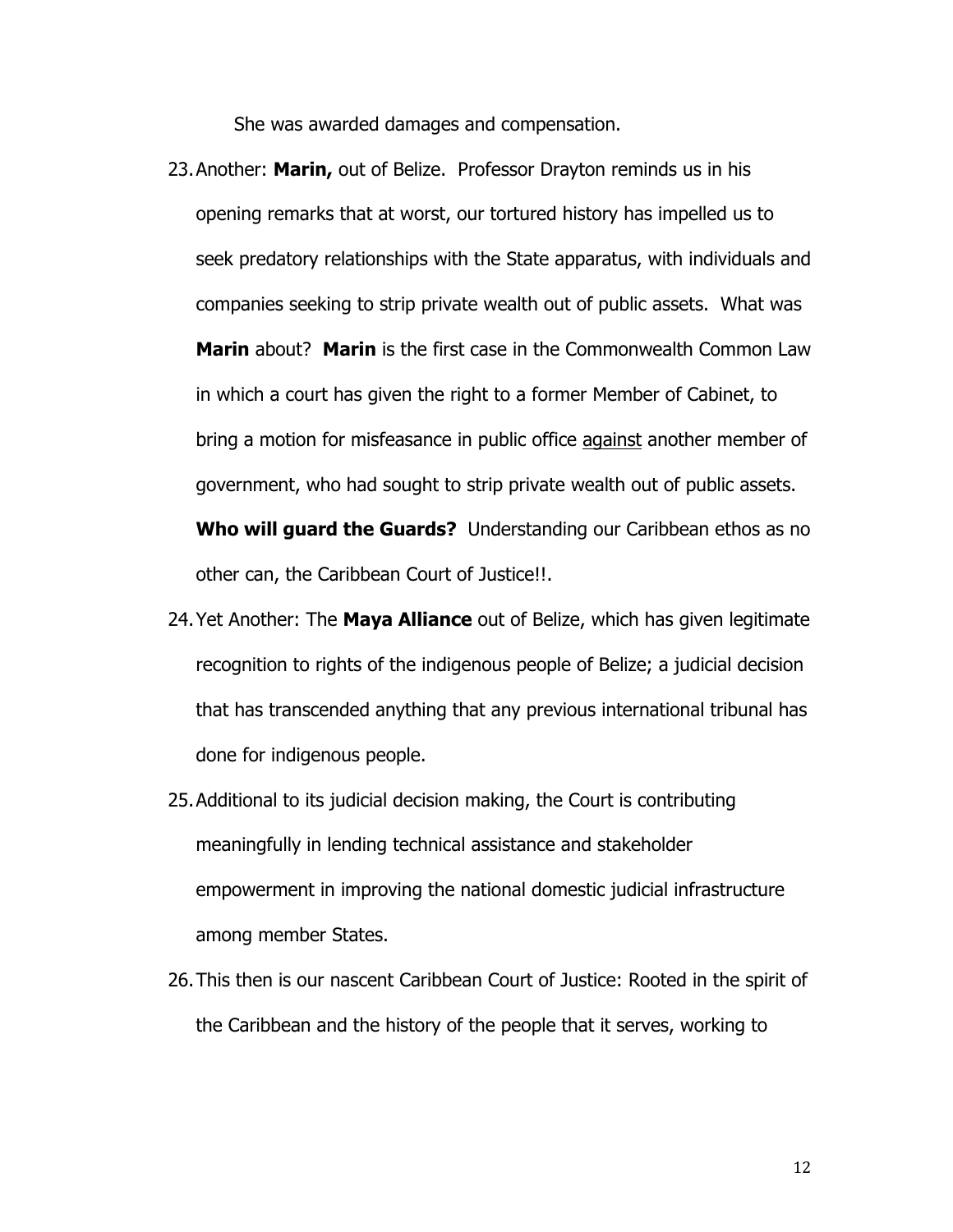She was awarded damages and compensation.

23. Another: **Marin,** out of Belize. Professor Drayton reminds us in his opening remarks that at worst, our tortured history has impelled us to seek predatory relationships with the State apparatus, with individuals and companies seeking to strip private wealth out of public assets. What was **Marin** about? **Marin** is the first case in the Commonwealth Common Law in which a court has given the right to a former Member of Cabinet, to bring a motion for misfeasance in public office <u>against</u> another member of government, who had sought to strip private wealth out of public assets. **Who will guard the Guards?** Understanding our Caribbean ethos as no other can, the Caribbean Court of Justice!!.

24. Yet Another: The **Maya Alliance** out of Belize, which has given legitimate recognition to rights of the indigenous people of Belize; a judicial decision that has transcended anything that any previous international tribunal has done for indigenous people.

25. Additional to its judicial decision making, the Court is contributing meaningfully in lending technical assistance and stakeholder empowerment in improving the national domestic judicial infrastructure among member States.

26. This then is our nascent Caribbean Court of Justice: Rooted in the spirit of the Caribbean and the history of the people that it serves, working to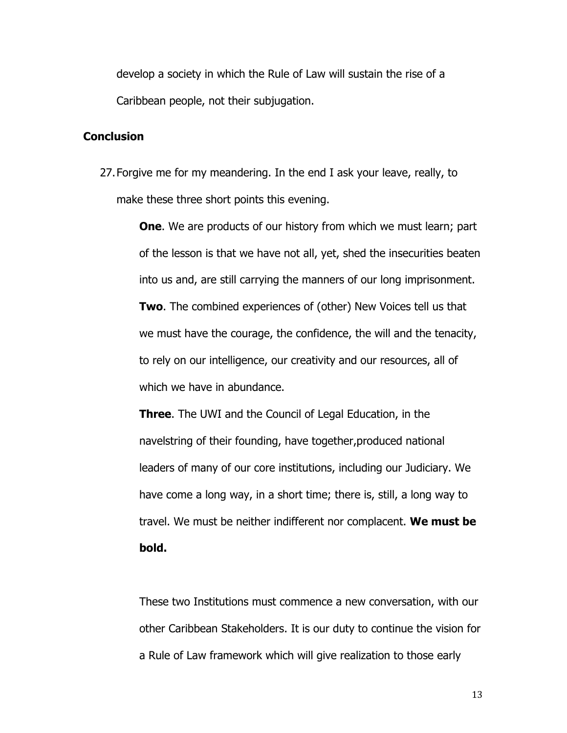develop a society in which the Rule of Law will sustain the rise of a Caribbean people, not their subjugation.

## Conclusion

27. Forgive me for my meandering. In the end I ask your leave, really, to make these three short points this evening.

    **One**. We are products of our history from which we must learn; part of the lesson is that we have not all, yet, shed the insecurities beaten into us and, are still carrying the manners of our long imprisonment.

    **Two**. The combined experiences of (other) New Voices tell us that we must have the courage, the confidence, the will and the tenacity, to rely on our intelligence, our creativity and our resources, all of which we have in abundance.

    **Three**. The UWI and the Council of Legal Education, in the navelstring of their founding, have together,produced national leaders of many of our core institutions, including our Judiciary. We have come a long way, in a short time; there is, still, a long way to travel. We must be neither indifferent nor complacent. **We must be bold.**

    These two Institutions must commence a new conversation, with our other Caribbean Stakeholders. It is our duty to continue the vision for a Rule of Law framework which will give realization to those early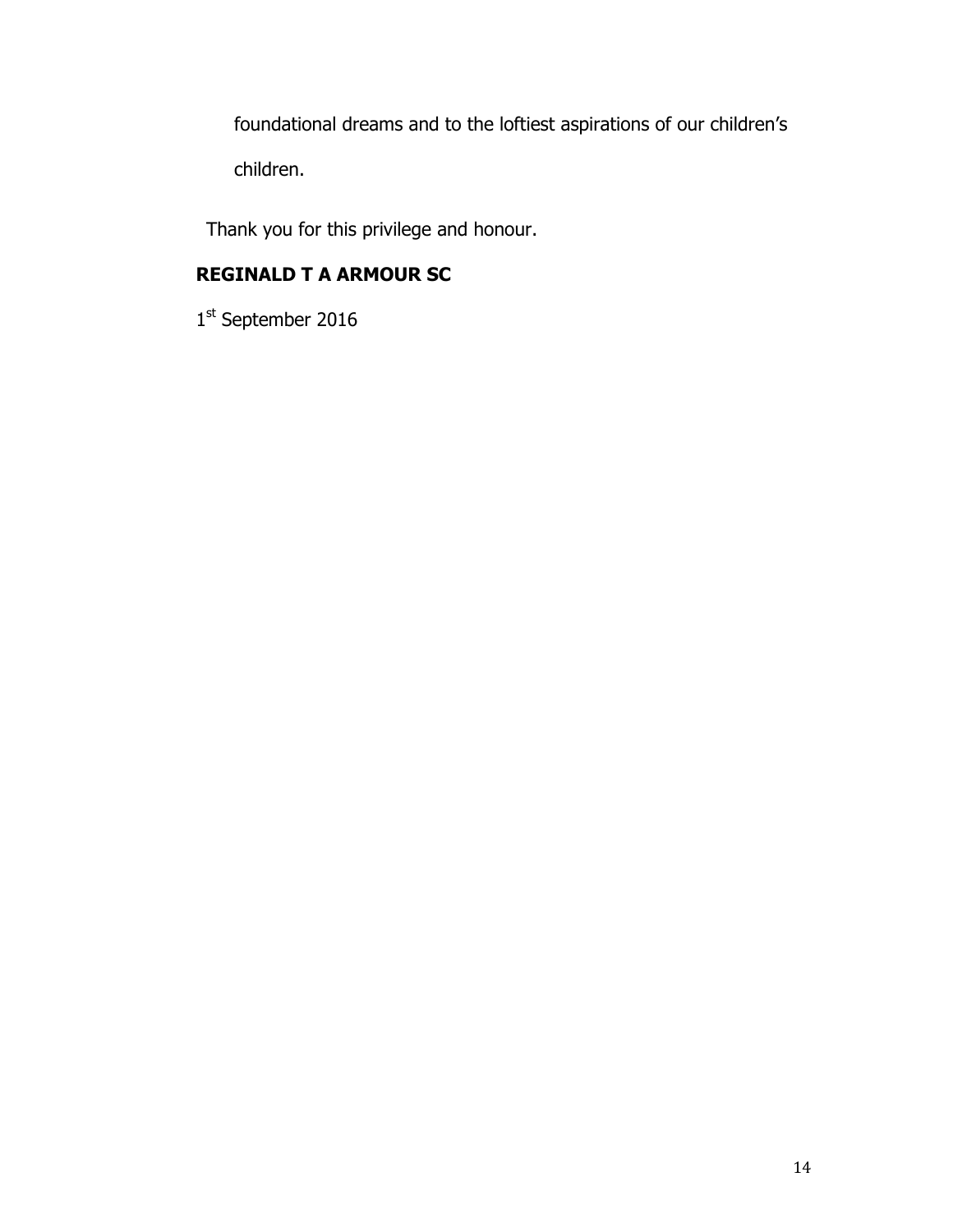foundational dreams and to the loftiest aspirations of our children's children.

Thank you for this privilege and honour.

**REGINALD T A ARMOUR SC**

1st September 2016